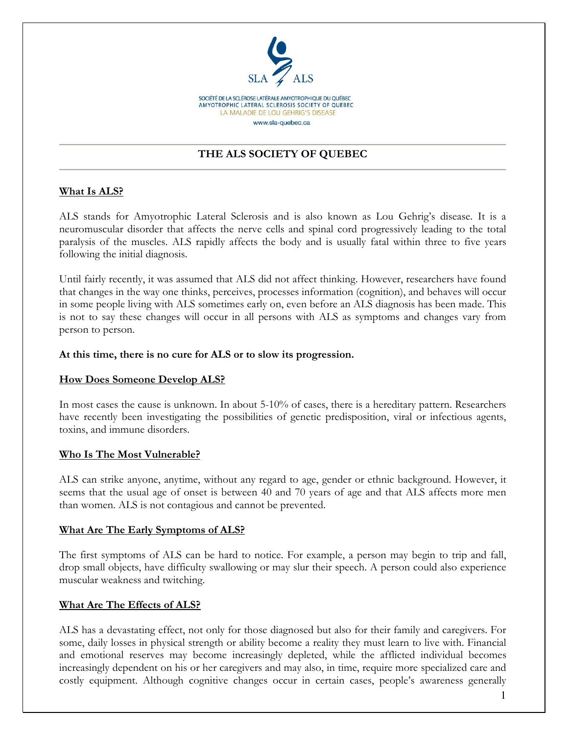SOCIÉTÉ DE LA SCLÉROSE LATÉRALE AMYOTROPHIQUE DU QUÉBEC
AMYOTROPHIC LATERAL SCLEROSIS SOCIETY OF QUEBEC
LA MALADIE DE LOU GEHRIG'S DISEASE
www.sla-quebec.ca

# THE ALS SOCIETY OF QUEBEC

## What Is ALS?

ALS stands for Amyotrophic Lateral Sclerosis and is also known as Lou Gehrig's disease. It is a neuromuscular disorder that affects the nerve cells and spinal cord progressively leading to the total paralysis of the muscles. ALS rapidly affects the body and is usually fatal within three to five years following the initial diagnosis.

Until fairly recently, it was assumed that ALS did not affect thinking. However, researchers have found that changes in the way one thinks, perceives, processes information (cognition), and behaves will occur in some people living with ALS sometimes early on, even before an ALS diagnosis has been made. This is not to say these changes will occur in all persons with ALS as symptoms and changes vary from person to person.

**At this time, there is no cure for ALS or to slow its progression.**

## How Does Someone Develop ALS?

In most cases the cause is unknown. In about 5-10% of cases, there is a hereditary pattern. Researchers have recently been investigating the possibilities of genetic predisposition, viral or infectious agents, toxins, and immune disorders.

## Who Is The Most Vulnerable?

ALS can strike anyone, anytime, without any regard to age, gender or ethnic background. However, it seems that the usual age of onset is between 40 and 70 years of age and that ALS affects more men than women. ALS is not contagious and cannot be prevented.

## What Are The Early Symptoms of ALS?

The first symptoms of ALS can be hard to notice. For example, a person may begin to trip and fall, drop small objects, have difficulty swallowing or may slur their speech. A person could also experience muscular weakness and twitching.

## What Are The Effects of ALS?

ALS has a devastating effect, not only for those diagnosed but also for their family and caregivers. For some, daily losses in physical strength or ability become a reality they must learn to live with. Financial and emotional reserves may become increasingly depleted, while the afflicted individual becomes increasingly dependent on his or her caregivers and may also, in time, require more specialized care and costly equipment. Although cognitive changes occur in certain cases, people's awareness generally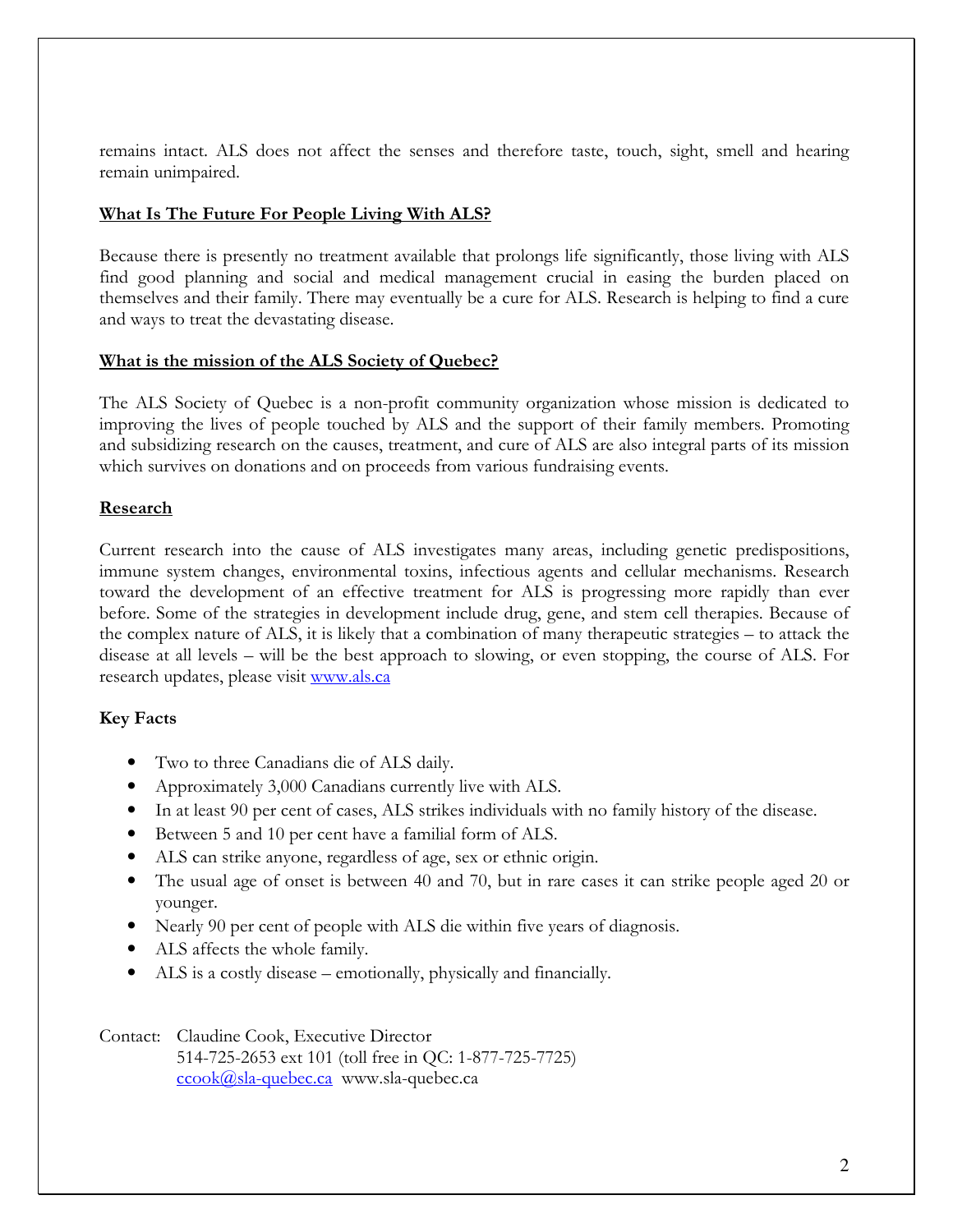remains intact. ALS does not affect the senses and therefore taste, touch, sight, smell and hearing remain unimpaired.

## What Is The Future For People Living With ALS?

Because there is presently no treatment available that prolongs life significantly, those living with ALS find good planning and social and medical management crucial in easing the burden placed on themselves and their family. There may eventually be a cure for ALS. Research is helping to find a cure and ways to treat the devastating disease.

## What is the mission of the ALS Society of Quebec?

The ALS Society of Quebec is a non-profit community organization whose mission is dedicated to improving the lives of people touched by ALS and the support of their family members. Promoting and subsidizing research on the causes, treatment, and cure of ALS are also integral parts of its mission which survives on donations and on proceeds from various fundraising events.

## Research

Current research into the cause of ALS investigates many areas, including genetic predispositions, immune system changes, environmental toxins, infectious agents and cellular mechanisms. Research toward the development of an effective treatment for ALS is progressing more rapidly than ever before. Some of the strategies in development include drug, gene, and stem cell therapies. Because of the complex nature of ALS, it is likely that a combination of many therapeutic strategies – to attack the disease at all levels – will be the best approach to slowing, or even stopping, the course of ALS. For research updates, please visit [www.als.ca](http://www.als.ca)

## Key Facts

- Two to three Canadians die of ALS daily.
- Approximately 3,000 Canadians currently live with ALS.
- In at least 90 per cent of cases, ALS strikes individuals with no family history of the disease.
- Between 5 and 10 per cent have a familial form of ALS.
- ALS can strike anyone, regardless of age, sex or ethnic origin.
- The usual age of onset is between 40 and 70, but in rare cases it can strike people aged 20 or younger.
- Nearly 90 per cent of people with ALS die within five years of diagnosis.
- ALS affects the whole family.
- ALS is a costly disease – emotionally, physically and financially.

Contact: Claudine Cook, Executive Director
514-725-2653 ext 101 (toll free in QC: 1-877-725-7725)
[ccook@sla-quebec.ca](mailto:ccook@sla-quebec.ca) www.sla-quebec.ca